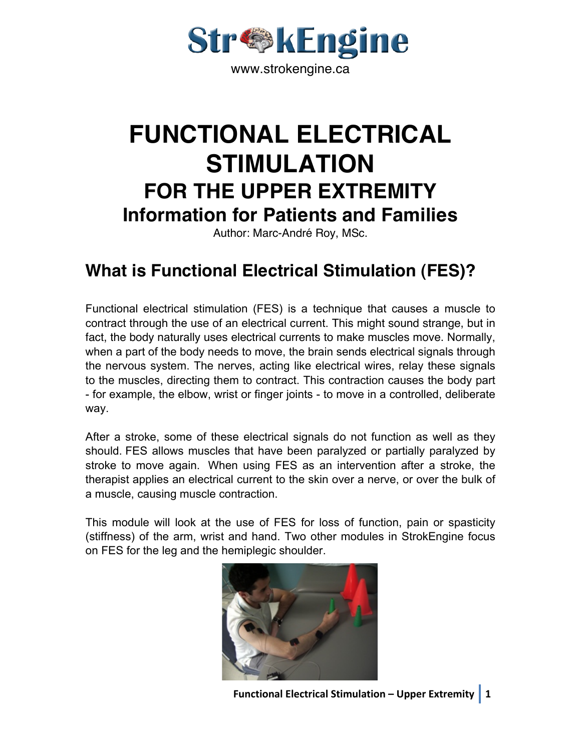StrokEngine

www.strokengine.ca

# FUNCTIONAL ELECTRICAL STIMULATION

## FOR THE UPPER EXTREMITY

### Information for Patients and Families

Author: Marc-André Roy, MSc.

## What is Functional Electrical Stimulation (FES)?

Functional electrical stimulation (FES) is a technique that causes a muscle to contract through the use of an electrical current. This might sound strange, but in fact, the body naturally uses electrical currents to make muscles move. Normally, when a part of the body needs to move, the brain sends electrical signals through the nervous system. The nerves, acting like electrical wires, relay these signals to the muscles, directing them to contract. This contraction causes the body part - for example, the elbow, wrist or finger joints - to move in a controlled, deliberate way.

After a stroke, some of these electrical signals do not function as well as they should. FES allows muscles that have been paralyzed or partially paralyzed by stroke to move again. When using FES as an intervention after a stroke, the therapist applies an electrical current to the skin over a nerve, or over the bulk of a muscle, causing muscle contraction.

This module will look at the use of FES for loss of function, pain or spasticity (stiffness) of the arm, wrist and hand. Two other modules in StrokEngine focus on FES for the leg and the hemiplegic shoulder.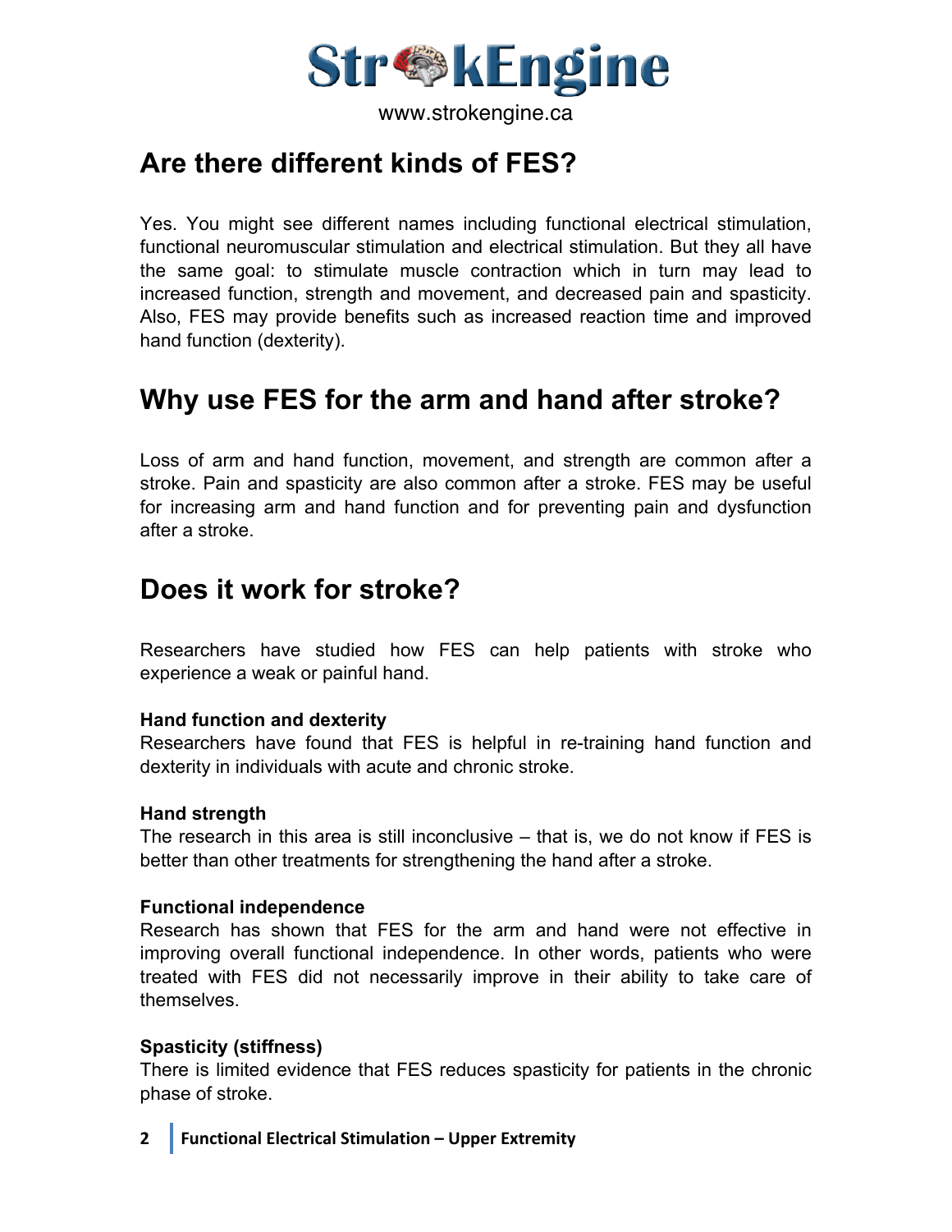## Are there different kinds of FES?

Yes. You might see different names including functional electrical stimulation, functional neuromuscular stimulation and electrical stimulation. But they all have the same goal: to stimulate muscle contraction which in turn may lead to increased function, strength and movement, and decreased pain and spasticity. Also, FES may provide benefits such as increased reaction time and improved hand function (dexterity).

## Why use FES for the arm and hand after stroke?

Loss of arm and hand function, movement, and strength are common after a stroke. Pain and spasticity are also common after a stroke. FES may be useful for increasing arm and hand function and for preventing pain and dysfunction after a stroke.

## Does it work for stroke?

Researchers have studied how FES can help patients with stroke who experience a weak or painful hand.

**Hand function and dexterity**
Researchers have found that FES is helpful in re-training hand function and dexterity in individuals with acute and chronic stroke.

**Hand strength**
The research in this area is still inconclusive – that is, we do not know if FES is better than other treatments for strengthening the hand after a stroke.

**Functional independence**
Research has shown that FES for the arm and hand were not effective in improving overall functional independence. In other words, patients who were treated with FES did not necessarily improve in their ability to take care of themselves.

**Spasticity (stiffness)**
There is limited evidence that FES reduces spasticity for patients in the chronic phase of stroke.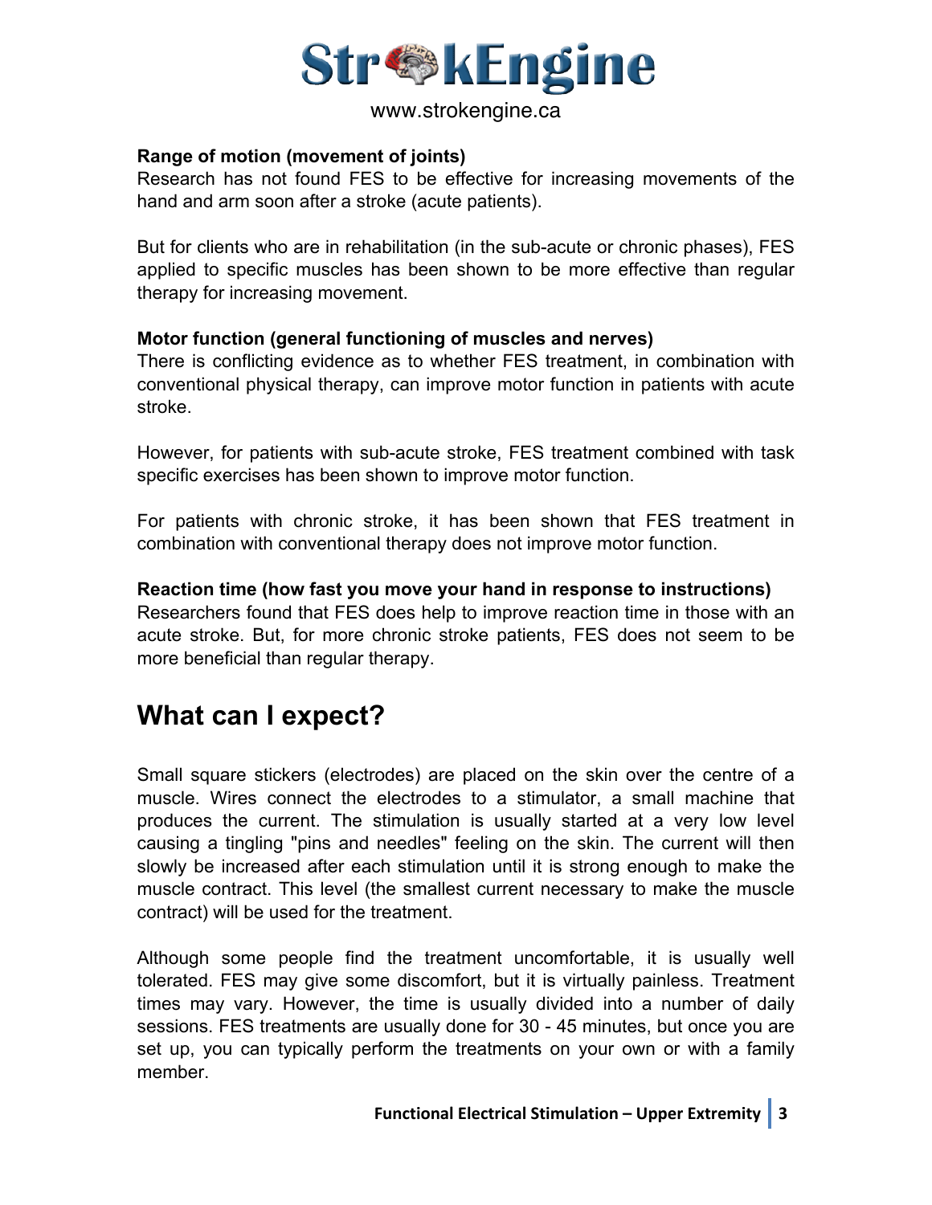**Range of motion (movement of joints)**
Research has not found FES to be effective for increasing movements of the hand and arm soon after a stroke (acute patients).

But for clients who are in rehabilitation (in the sub-acute or chronic phases), FES applied to specific muscles has been shown to be more effective than regular therapy for increasing movement.

**Motor function (general functioning of muscles and nerves)**
There is conflicting evidence as to whether FES treatment, in combination with conventional physical therapy, can improve motor function in patients with acute stroke.

However, for patients with sub-acute stroke, FES treatment combined with task specific exercises has been shown to improve motor function.

For patients with chronic stroke, it has been shown that FES treatment in combination with conventional therapy does not improve motor function.

**Reaction time (how fast you move your hand in response to instructions)**
Researchers found that FES does help to improve reaction time in those with an acute stroke. But, for more chronic stroke patients, FES does not seem to be more beneficial than regular therapy.

## What can I expect?

Small square stickers (electrodes) are placed on the skin over the centre of a muscle. Wires connect the electrodes to a stimulator, a small machine that produces the current. The stimulation is usually started at a very low level causing a tingling "pins and needles" feeling on the skin. The current will then slowly be increased after each stimulation until it is strong enough to make the muscle contract. This level (the smallest current necessary to make the muscle contract) will be used for the treatment.

Although some people find the treatment uncomfortable, it is usually well tolerated. FES may give some discomfort, but it is virtually painless. Treatment times may vary. However, the time is usually divided into a number of daily sessions. FES treatments are usually done for 30 - 45 minutes, but once you are set up, you can typically perform the treatments on your own or with a family member.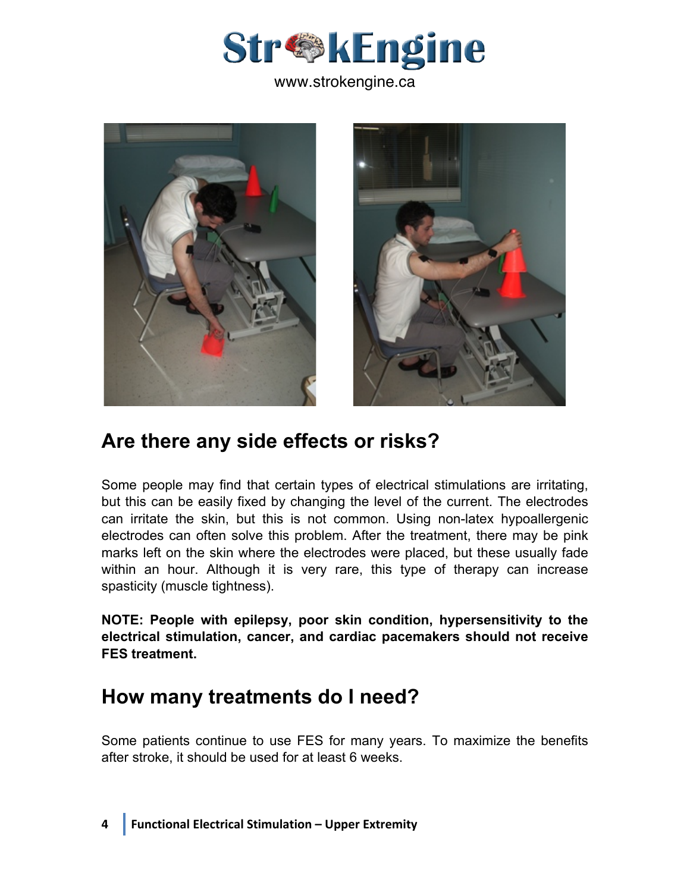## Are there any side effects or risks?

Some people may find that certain types of electrical stimulations are irritating, but this can be easily fixed by changing the level of the current. The electrodes can irritate the skin, but this is not common. Using non-latex hypoallergenic electrodes can often solve this problem. After the treatment, there may be pink marks left on the skin where the electrodes were placed, but these usually fade within an hour. Although it is very rare, this type of therapy can increase spasticity (muscle tightness).

**NOTE: People with epilepsy, poor skin condition, hypersensitivity to the electrical stimulation, cancer, and cardiac pacemakers should not receive FES treatment.**

## How many treatments do I need?

Some patients continue to use FES for many years. To maximize the benefits after stroke, it should be used for at least 6 weeks.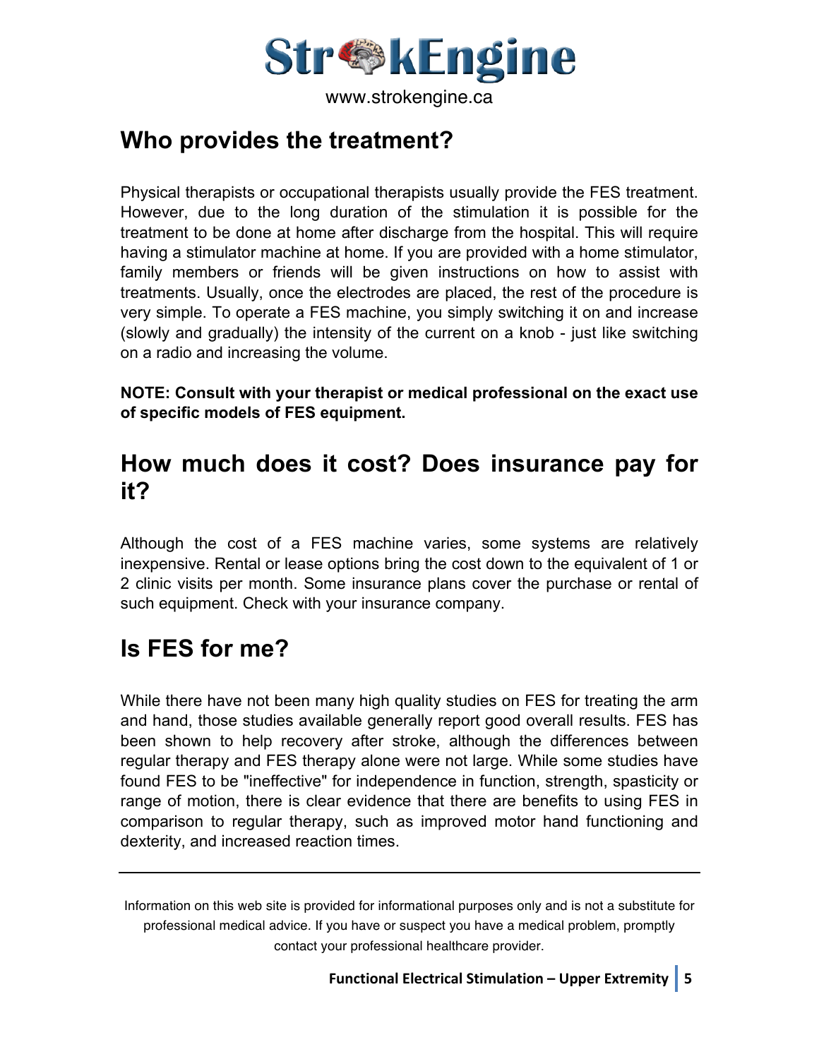## Who provides the treatment?

Physical therapists or occupational therapists usually provide the FES treatment. However, due to the long duration of the stimulation it is possible for the treatment to be done at home after discharge from the hospital. This will require having a stimulator machine at home. If you are provided with a home stimulator, family members or friends will be given instructions on how to assist with treatments. Usually, once the electrodes are placed, the rest of the procedure is very simple. To operate a FES machine, you simply switching it on and increase (slowly and gradually) the intensity of the current on a knob - just like switching on a radio and increasing the volume.

**NOTE: Consult with your therapist or medical professional on the exact use of specific models of FES equipment.**

## How much does it cost? Does insurance pay for it?

Although the cost of a FES machine varies, some systems are relatively inexpensive. Rental or lease options bring the cost down to the equivalent of 1 or 2 clinic visits per month. Some insurance plans cover the purchase or rental of such equipment. Check with your insurance company.

## Is FES for me?

While there have not been many high quality studies on FES for treating the arm and hand, those studies available generally report good overall results. FES has been shown to help recovery after stroke, although the differences between regular therapy and FES therapy alone were not large. While some studies have found FES to be "ineffective" for independence in function, strength, spasticity or range of motion, there is clear evidence that there are benefits to using FES in comparison to regular therapy, such as improved motor hand functioning and dexterity, and increased reaction times.

---

Information on this web site is provided for informational purposes only and is not a substitute for professional medical advice. If you have or suspect you have a medical problem, promptly contact your professional healthcare provider.